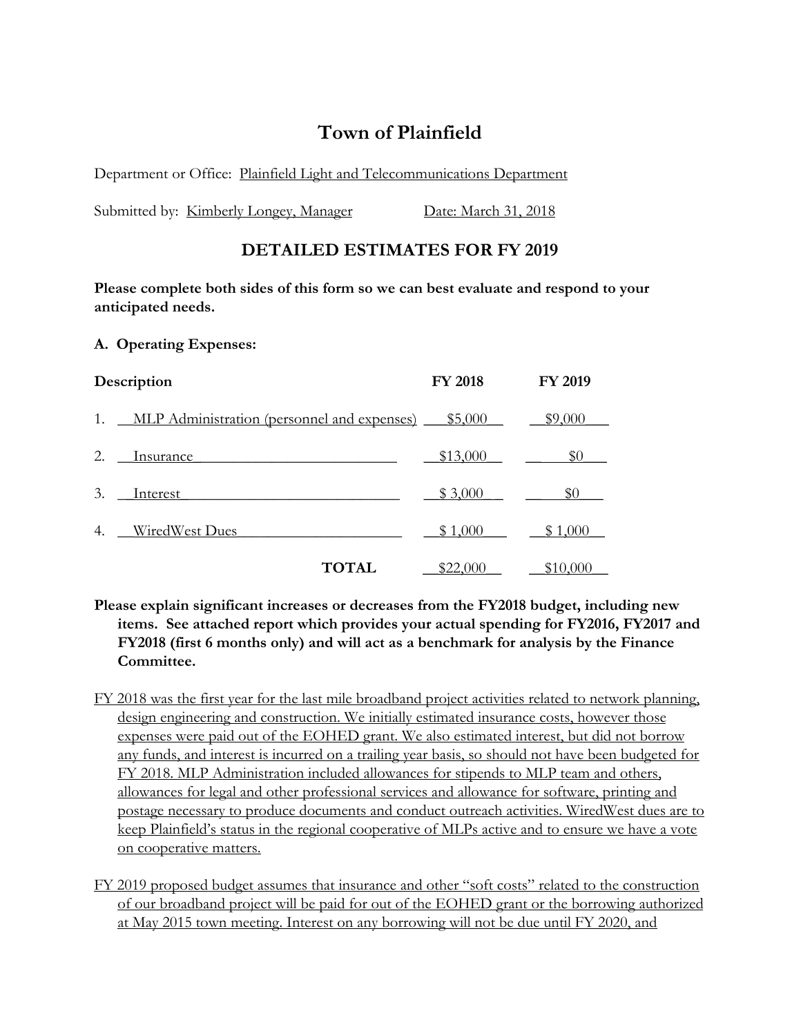# Town of Plainfield

Department or Office: Plainfield Light and Telecommunications Department

Submitted by: Kimberly Longey, Manager    Date: March 31, 2018

## DETAILED ESTIMATES FOR FY 2019

**Please complete both sides of this form so we can best evaluate and respond to your anticipated needs.**

**A. Operating Expenses:**

| **Description** | **FY 2018** | **FY 2019** |
|---|---|---|
| 1. MLP Administration (personnel and expenses) | $5,000 | $9,000 |
| 2. Insurance | $13,000 | $0 |
| 3. Interest | $ 3,000 | $0 |
| 4. WiredWest Dues | $ 1,000 | $ 1,000 |
| **TOTAL** | $22,000 | $10,000 |

**Please explain significant increases or decreases from the FY2018 budget, including new items. See attached report which provides your actual spending for FY2016, FY2017 and FY2018 (first 6 months only) and will act as a benchmark for analysis by the Finance Committee.**

FY 2018 was the first year for the last mile broadband project activities related to network planning, design engineering and construction. We initially estimated insurance costs, however those expenses were paid out of the EOHED grant. We also estimated interest, but did not borrow any funds, and interest is incurred on a trailing year basis, so should not have been budgeted for FY 2018. MLP Administration included allowances for stipends to MLP team and others, allowances for legal and other professional services and allowance for software, printing and postage necessary to produce documents and conduct outreach activities. WiredWest dues are to keep Plainfield's status in the regional cooperative of MLPs active and to ensure we have a vote on cooperative matters.

FY 2019 proposed budget assumes that insurance and other "soft costs" related to the construction of our broadband project will be paid for out of the EOHED grant or the borrowing authorized at May 2015 town meeting. Interest on any borrowing will not be due until FY 2020, and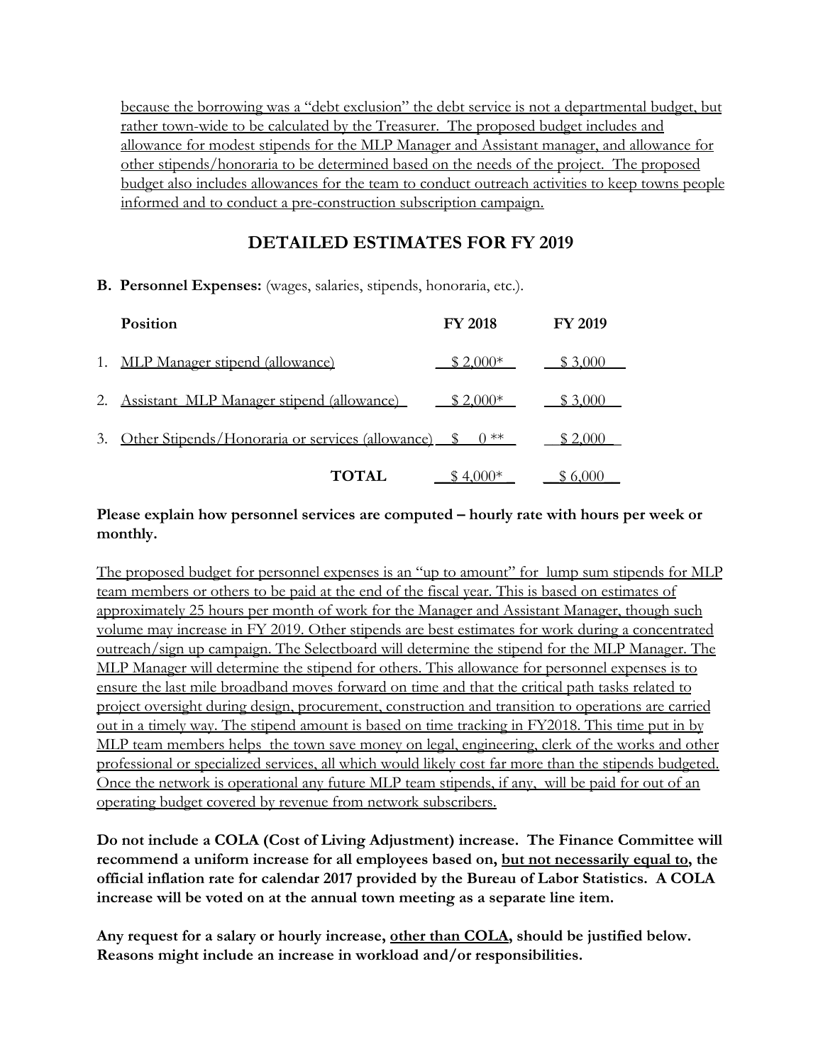because the borrowing was a "debt exclusion" the debt service is not a departmental budget, but rather town-wide to be calculated by the Treasurer. The proposed budget includes and allowance for modest stipends for the MLP Manager and Assistant manager, and allowance for other stipends/honoraria to be determined based on the needs of the project. The proposed budget also includes allowances for the team to conduct outreach activities to keep towns people informed and to conduct a pre-construction subscription campaign.

## DETAILED ESTIMATES FOR FY 2019

**B. Personnel Expenses:** (wages, salaries, stipends, honoraria, etc.).

| | Position | FY 2018 | FY 2019 |
|---|---|---|---|
| 1. | MLP Manager stipend (allowance) | $ 2,000* | $ 3,000 |
| 2. | Assistant MLP Manager stipend (allowance) | $ 2,000* | $ 3,000 |
| 3. | Other Stipends/Honoraria or services (allowance) | $ 0 ** | $ 2,000 |
| | **TOTAL** | $ 4,000* | $ 6,000 |

**Please explain how personnel services are computed – hourly rate with hours per week or monthly.**

The proposed budget for personnel expenses is an "up to amount" for lump sum stipends for MLP team members or others to be paid at the end of the fiscal year. This is based on estimates of approximately 25 hours per month of work for the Manager and Assistant Manager, though such volume may increase in FY 2019. Other stipends are best estimates for work during a concentrated outreach/sign up campaign. The Selectboard will determine the stipend for the MLP Manager. The MLP Manager will determine the stipend for others. This allowance for personnel expenses is to ensure the last mile broadband moves forward on time and that the critical path tasks related to project oversight during design, procurement, construction and transition to operations are carried out in a timely way. The stipend amount is based on time tracking in FY2018. This time put in by MLP team members helps the town save money on legal, engineering, clerk of the works and other professional or specialized services, all which would likely cost far more than the stipends budgeted. Once the network is operational any future MLP team stipends, if any, will be paid for out of an operating budget covered by revenue from network subscribers.

**Do not include a COLA (Cost of Living Adjustment) increase. The Finance Committee will recommend a uniform increase for all employees based on, <u>but not necessarily equal to</u>, the official inflation rate for calendar 2017 provided by the Bureau of Labor Statistics. A COLA increase will be voted on at the annual town meeting as a separate line item.**

**Any request for a salary or hourly increase, <u>other than COLA</u>, should be justified below. Reasons might include an increase in workload and/or responsibilities.**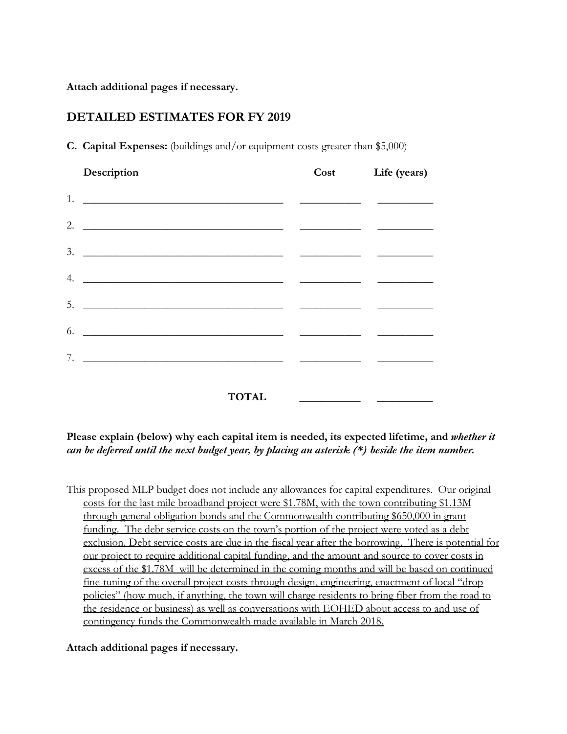**Attach additional pages if necessary.**

## DETAILED ESTIMATES FOR FY 2019

**C. Capital Expenses:** (buildings and/or equipment costs greater than $5,000)

| | Description | Cost | Life (years) |
|---|---|---|---|
| 1. | ____________________ | ________ | ________ |
| 2. | ____________________ | ________ | ________ |
| 3. | ____________________ | ________ | ________ |
| 4. | ____________________ | ________ | ________ |
| 5. | ____________________ | ________ | ________ |
| 6. | ____________________ | ________ | ________ |
| 7. | ____________________ | ________ | ________ |
| | **TOTAL** | ________ | ________ |

**Please explain (below) why each capital item is needed, its expected lifetime, and *whether it can be deferred until the next budget year, by placing an asterisk (*) beside the item number.***

This proposed MLP budget does not include any allowances for capital expenditures. Our original costs for the last mile broadband project were $1.78M, with the town contributing $1.13M through general obligation bonds and the Commonwealth contributing $650,000 in grant funding. The debt service costs on the town's portion of the project were voted as a debt exclusion. Debt service costs are due in the fiscal year after the borrowing. There is potential for our project to require additional capital funding, and the amount and source to cover costs in excess of the $1.78M will be determined in the coming months and will be based on continued fine-tuning of the overall project costs through design, engineering, enactment of local "drop policies" (how much, if anything, the town will charge residents to bring fiber from the road to the residence or business) as well as conversations with EOHED about access to and use of contingency funds the Commonwealth made available in March 2018.

**Attach additional pages if necessary.**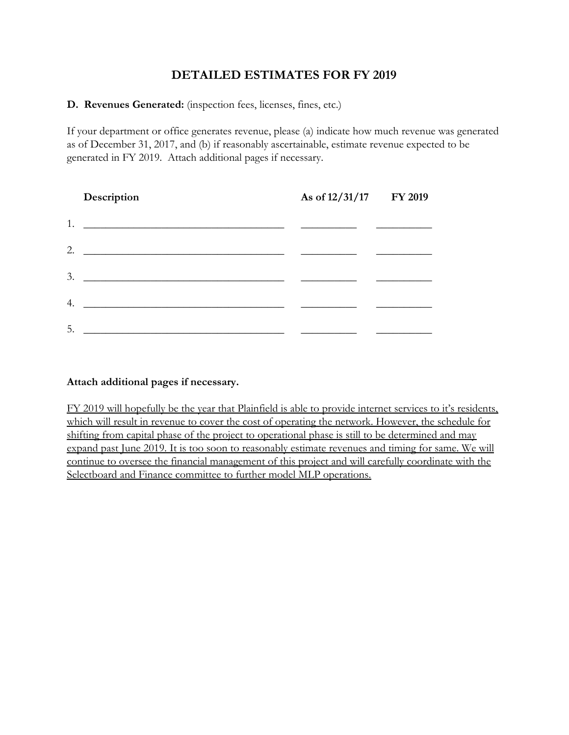# DETAILED ESTIMATES FOR FY 2019

**D. Revenues Generated:** (inspection fees, licenses, fines, etc.)

If your department or office generates revenue, please (a) indicate how much revenue was generated as of December 31, 2017, and (b) if reasonably ascertainable, estimate revenue expected to be generated in FY 2019. Attach additional pages if necessary.

| | Description | As of 12/31/17 | FY 2019 |
|---|---|---|---|
| 1. | | | |
| 2. | | | |
| 3. | | | |
| 4. | | | |
| 5. | | | |

**Attach additional pages if necessary.**

FY 2019 will hopefully be the year that Plainfield is able to provide internet services to it's residents, which will result in revenue to cover the cost of operating the network. However, the schedule for shifting from capital phase of the project to operational phase is still to be determined and may expand past June 2019. It is too soon to reasonably estimate revenues and timing for same. We will continue to oversee the financial management of this project and will carefully coordinate with the Selectboard and Finance committee to further model MLP operations.